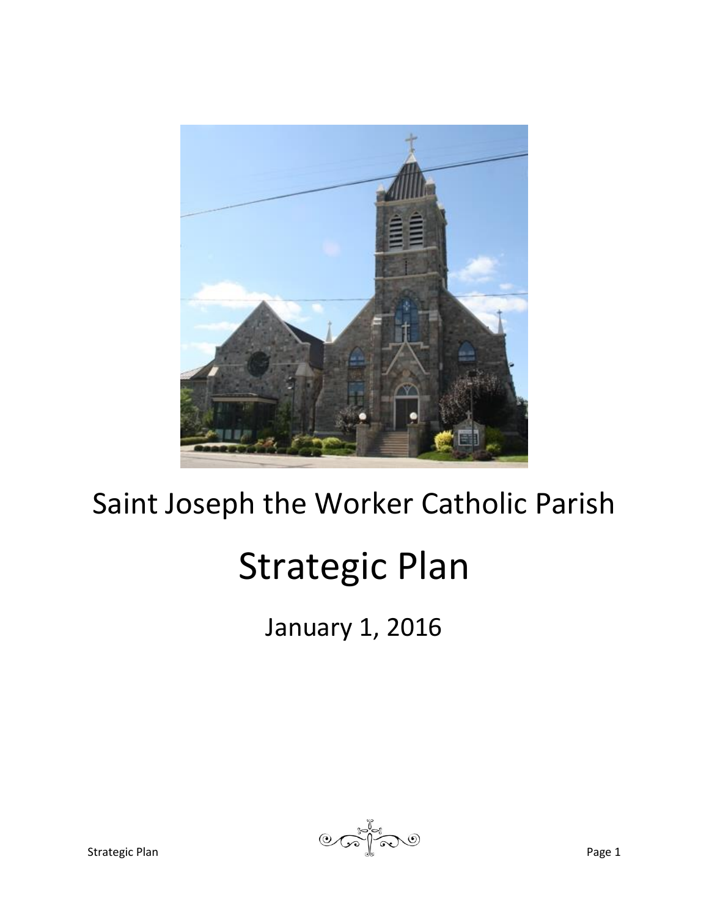Saint Joseph the Worker Catholic Parish

# Strategic Plan

January 1, 2016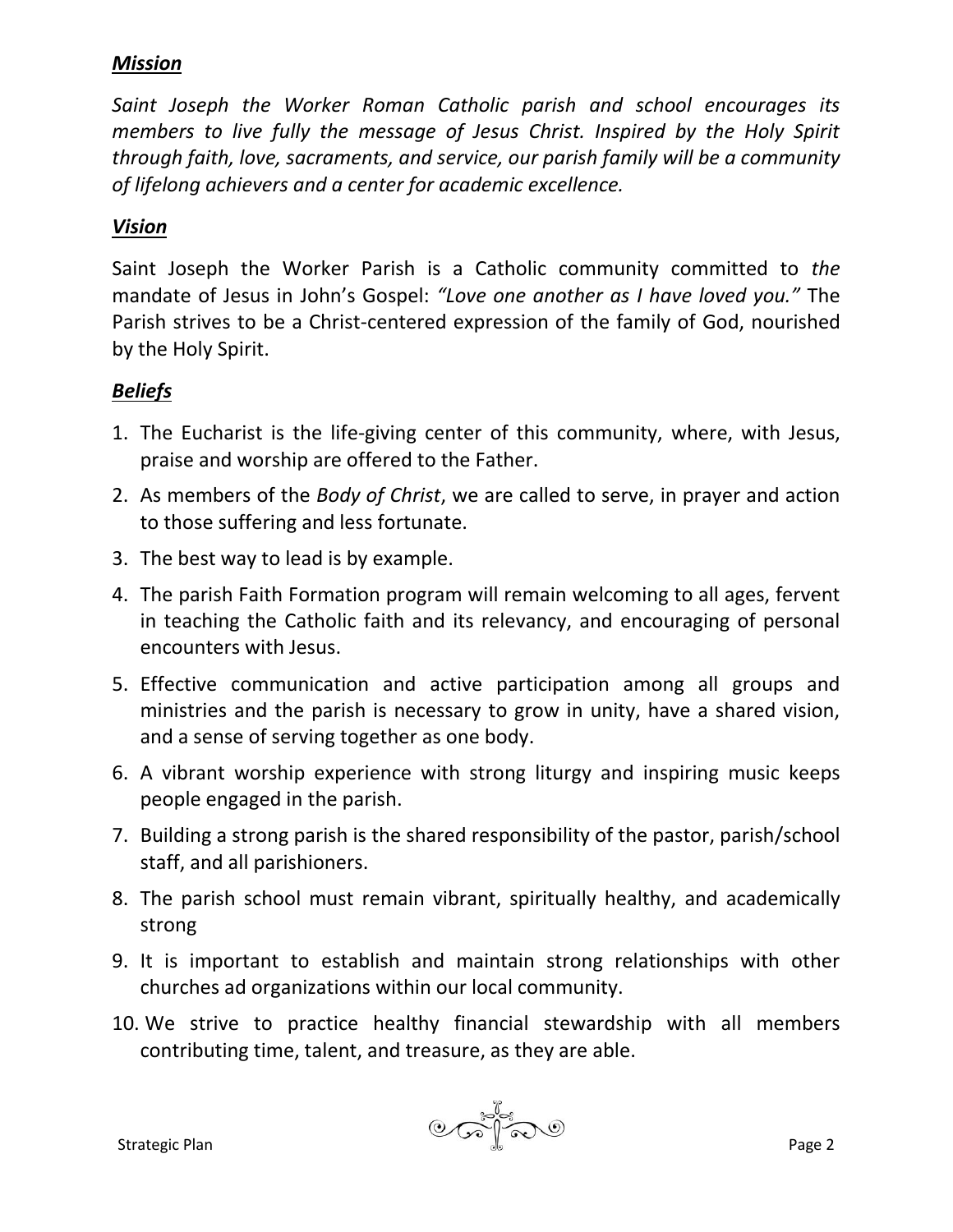## ***Mission***

*Saint Joseph the Worker Roman Catholic parish and school encourages its members to live fully the message of Jesus Christ. Inspired by the Holy Spirit through faith, love, sacraments, and service, our parish family will be a community of lifelong achievers and a center for academic excellence.*

## ***Vision***

Saint Joseph the Worker Parish is a Catholic community committed to *the* mandate of Jesus in John's Gospel: *"Love one another as I have loved you."* The Parish strives to be a Christ-centered expression of the family of God, nourished by the Holy Spirit.

## ***Beliefs***

1. The Eucharist is the life-giving center of this community, where, with Jesus, praise and worship are offered to the Father.
2. As members of the *Body of Christ*, we are called to serve, in prayer and action to those suffering and less fortunate.
3. The best way to lead is by example.
4. The parish Faith Formation program will remain welcoming to all ages, fervent in teaching the Catholic faith and its relevancy, and encouraging of personal encounters with Jesus.
5. Effective communication and active participation among all groups and ministries and the parish is necessary to grow in unity, have a shared vision, and a sense of serving together as one body.
6. A vibrant worship experience with strong liturgy and inspiring music keeps people engaged in the parish.
7. Building a strong parish is the shared responsibility of the pastor, parish/school staff, and all parishioners.
8. The parish school must remain vibrant, spiritually healthy, and academically strong
9. It is important to establish and maintain strong relationships with other churches ad organizations within our local community.
10. We strive to practice healthy financial stewardship with all members contributing time, talent, and treasure, as they are able.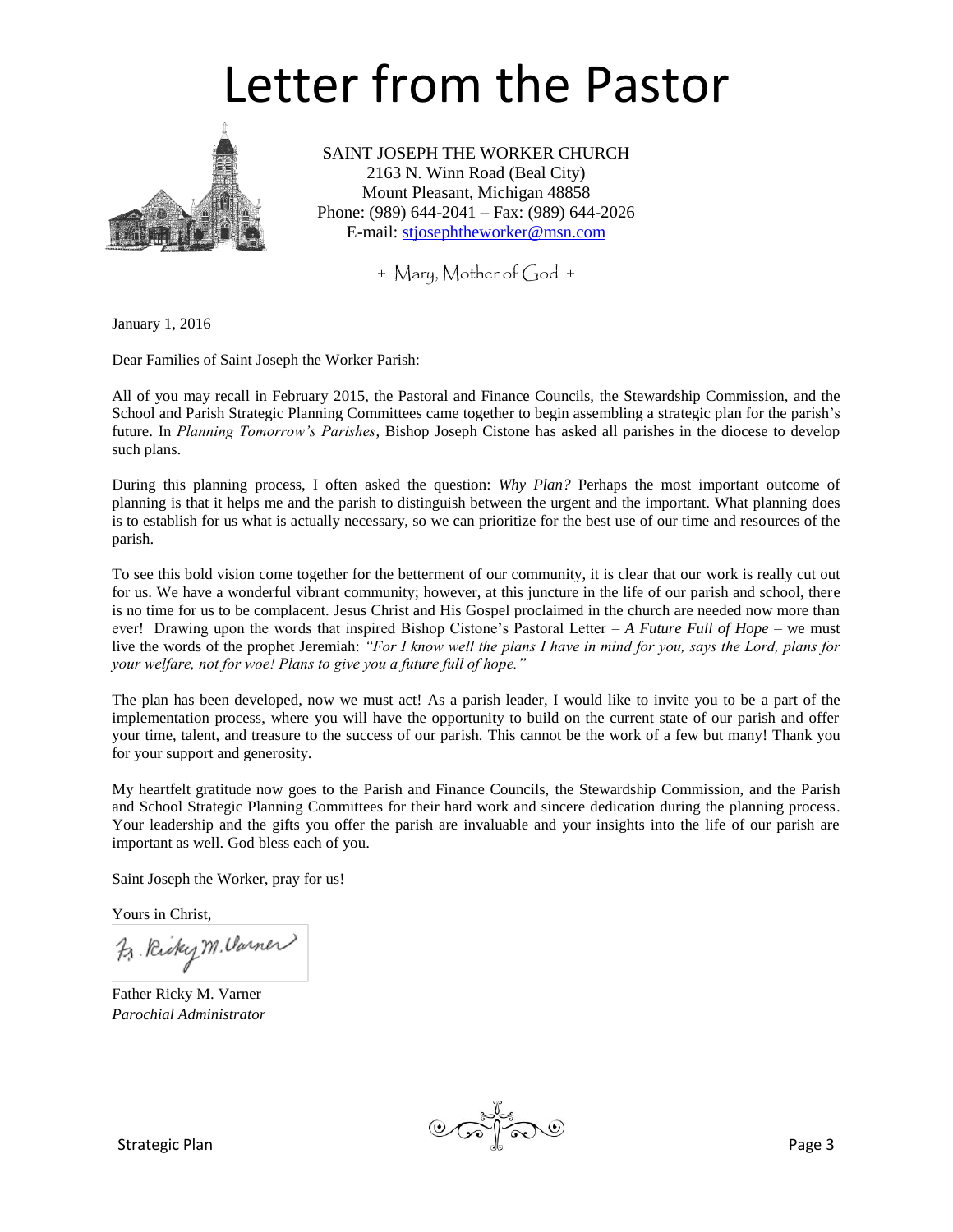# Letter from the Pastor

SAINT JOSEPH THE WORKER CHURCH
2163 N. Winn Road (Beal City)
Mount Pleasant, Michigan 48858
Phone: (989) 644-2041 – Fax: (989) 644-2026
E-mail: stjosephtheworker@msn.com

+ Mary, Mother of God +

January 1, 2016

Dear Families of Saint Joseph the Worker Parish:

All of you may recall in February 2015, the Pastoral and Finance Councils, the Stewardship Commission, and the School and Parish Strategic Planning Committees came together to begin assembling a strategic plan for the parish's future. In *Planning Tomorrow's Parishes*, Bishop Joseph Cistone has asked all parishes in the diocese to develop such plans.

During this planning process, I often asked the question: *Why Plan?* Perhaps the most important outcome of planning is that it helps me and the parish to distinguish between the urgent and the important. What planning does is to establish for us what is actually necessary, so we can prioritize for the best use of our time and resources of the parish.

To see this bold vision come together for the betterment of our community, it is clear that our work is really cut out for us. We have a wonderful vibrant community; however, at this juncture in the life of our parish and school, there is no time for us to be complacent. Jesus Christ and His Gospel proclaimed in the church are needed now more than ever! Drawing upon the words that inspired Bishop Cistone's Pastoral Letter – *A Future Full of Hope* – we must live the words of the prophet Jeremiah: *"For I know well the plans I have in mind for you, says the Lord, plans for your welfare, not for woe! Plans to give you a future full of hope."*

The plan has been developed, now we must act! As a parish leader, I would like to invite you to be a part of the implementation process, where you will have the opportunity to build on the current state of our parish and offer your time, talent, and treasure to the success of our parish. This cannot be the work of a few but many! Thank you for your support and generosity.

My heartfelt gratitude now goes to the Parish and Finance Councils, the Stewardship Commission, and the Parish and School Strategic Planning Committees for their hard work and sincere dedication during the planning process. Your leadership and the gifts you offer the parish are invaluable and your insights into the life of our parish are important as well. God bless each of you.

Saint Joseph the Worker, pray for us!

Yours in Christ,

Fr. Ricky M. Varner

Father Ricky M. Varner
*Parochial Administrator*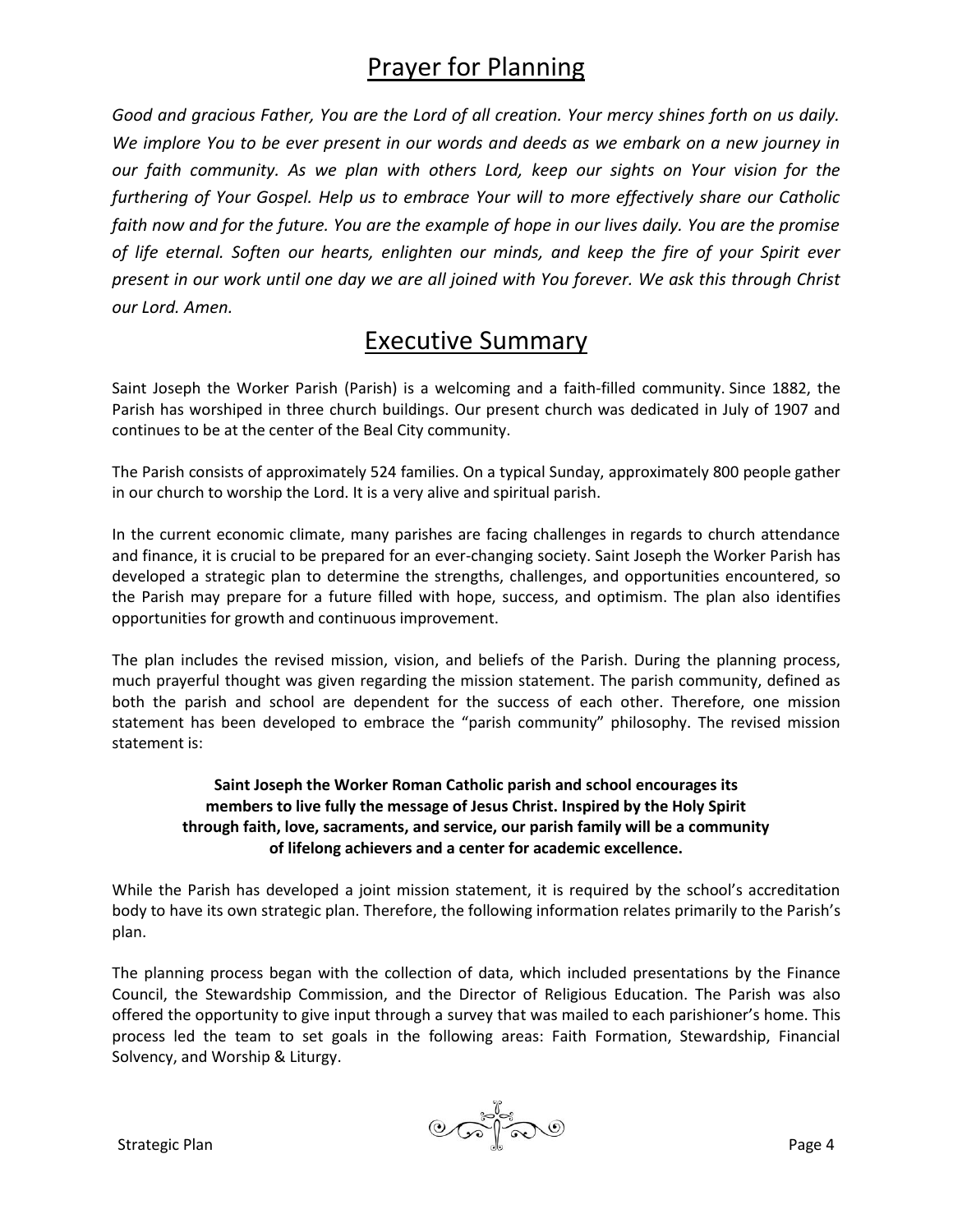# Prayer for Planning

*Good and gracious Father, You are the Lord of all creation. Your mercy shines forth on us daily. We implore You to be ever present in our words and deeds as we embark on a new journey in our faith community. As we plan with others Lord, keep our sights on Your vision for the furthering of Your Gospel. Help us to embrace Your will to more effectively share our Catholic faith now and for the future. You are the example of hope in our lives daily. You are the promise of life eternal. Soften our hearts, enlighten our minds, and keep the fire of your Spirit ever present in our work until one day we are all joined with You forever. We ask this through Christ our Lord. Amen.*

# Executive Summary

Saint Joseph the Worker Parish (Parish) is a welcoming and a faith-filled community. Since 1882, the Parish has worshiped in three church buildings. Our present church was dedicated in July of 1907 and continues to be at the center of the Beal City community.

The Parish consists of approximately 524 families. On a typical Sunday, approximately 800 people gather in our church to worship the Lord. It is a very alive and spiritual parish.

In the current economic climate, many parishes are facing challenges in regards to church attendance and finance, it is crucial to be prepared for an ever-changing society. Saint Joseph the Worker Parish has developed a strategic plan to determine the strengths, challenges, and opportunities encountered, so the Parish may prepare for a future filled with hope, success, and optimism. The plan also identifies opportunities for growth and continuous improvement.

The plan includes the revised mission, vision, and beliefs of the Parish. During the planning process, much prayerful thought was given regarding the mission statement. The parish community, defined as both the parish and school are dependent for the success of each other. Therefore, one mission statement has been developed to embrace the "parish community" philosophy. The revised mission statement is:

**Saint Joseph the Worker Roman Catholic parish and school encourages its members to live fully the message of Jesus Christ. Inspired by the Holy Spirit through faith, love, sacraments, and service, our parish family will be a community of lifelong achievers and a center for academic excellence.**

While the Parish has developed a joint mission statement, it is required by the school's accreditation body to have its own strategic plan. Therefore, the following information relates primarily to the Parish's plan.

The planning process began with the collection of data, which included presentations by the Finance Council, the Stewardship Commission, and the Director of Religious Education. The Parish was also offered the opportunity to give input through a survey that was mailed to each parishioner's home. This process led the team to set goals in the following areas: Faith Formation, Stewardship, Financial Solvency, and Worship & Liturgy.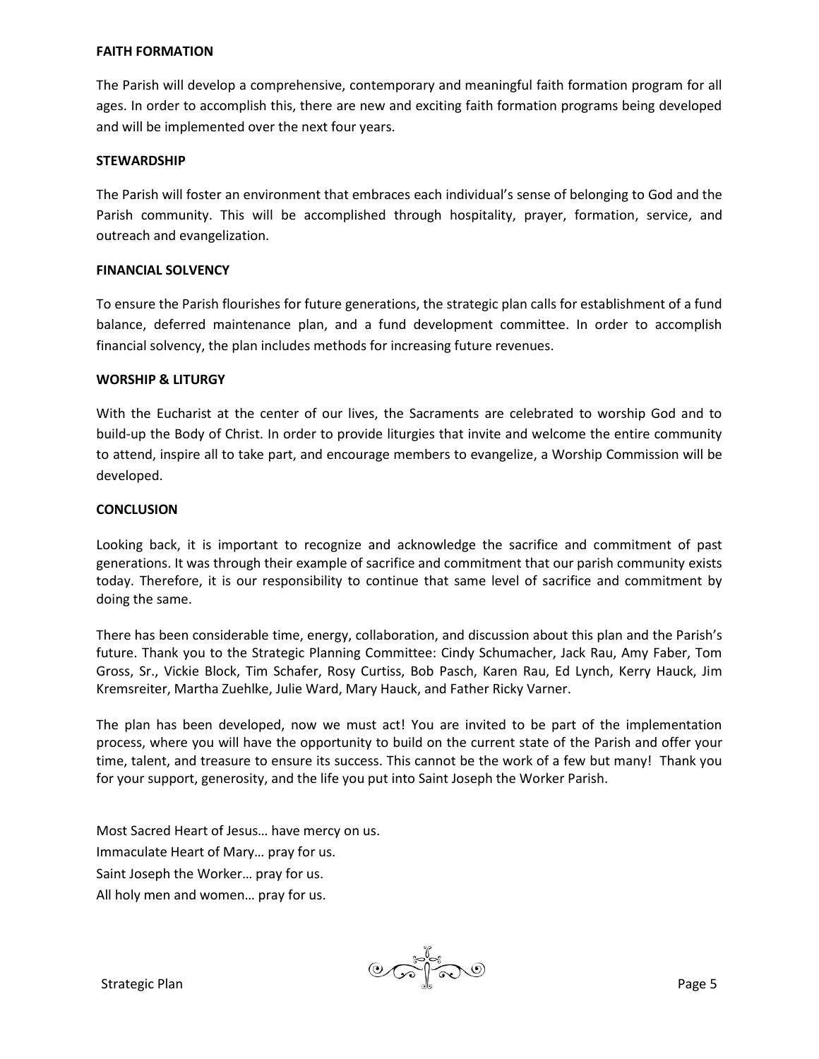**FAITH FORMATION**

The Parish will develop a comprehensive, contemporary and meaningful faith formation program for all ages. In order to accomplish this, there are new and exciting faith formation programs being developed and will be implemented over the next four years.

**STEWARDSHIP**

The Parish will foster an environment that embraces each individual's sense of belonging to God and the Parish community. This will be accomplished through hospitality, prayer, formation, service, and outreach and evangelization.

**FINANCIAL SOLVENCY**

To ensure the Parish flourishes for future generations, the strategic plan calls for establishment of a fund balance, deferred maintenance plan, and a fund development committee. In order to accomplish financial solvency, the plan includes methods for increasing future revenues.

**WORSHIP & LITURGY**

With the Eucharist at the center of our lives, the Sacraments are celebrated to worship God and to build-up the Body of Christ. In order to provide liturgies that invite and welcome the entire community to attend, inspire all to take part, and encourage members to evangelize, a Worship Commission will be developed.

**CONCLUSION**

Looking back, it is important to recognize and acknowledge the sacrifice and commitment of past generations. It was through their example of sacrifice and commitment that our parish community exists today. Therefore, it is our responsibility to continue that same level of sacrifice and commitment by doing the same.

There has been considerable time, energy, collaboration, and discussion about this plan and the Parish's future. Thank you to the Strategic Planning Committee: Cindy Schumacher, Jack Rau, Amy Faber, Tom Gross, Sr., Vickie Block, Tim Schafer, Rosy Curtiss, Bob Pasch, Karen Rau, Ed Lynch, Kerry Hauck, Jim Kremsreiter, Martha Zuehlke, Julie Ward, Mary Hauck, and Father Ricky Varner.

The plan has been developed, now we must act! You are invited to be part of the implementation process, where you will have the opportunity to build on the current state of the Parish and offer your time, talent, and treasure to ensure its success. This cannot be the work of a few but many! Thank you for your support, generosity, and the life you put into Saint Joseph the Worker Parish.

Most Sacred Heart of Jesus… have mercy on us.
Immaculate Heart of Mary… pray for us.
Saint Joseph the Worker… pray for us.
All holy men and women… pray for us.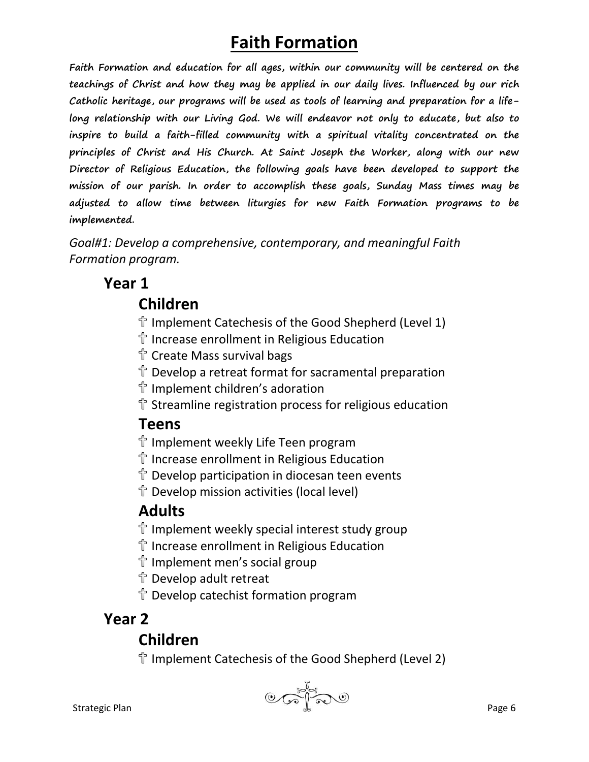# Faith Formation

**Faith Formation and education for all ages, within our community will be centered on the teachings of Christ and how they may be applied in our daily lives. Influenced by our rich Catholic heritage, our programs will be used as tools of learning and preparation for a life-long relationship with our Living God. We will endeavor not only to educate, but also to inspire to build a faith-filled community with a spiritual vitality concentrated on the principles of Christ and His Church. At Saint Joseph the Worker, along with our new Director of Religious Education, the following goals have been developed to support the mission of our parish. In order to accomplish these goals, Sunday Mass times may be adjusted to allow time between liturgies for new Faith Formation programs to be implemented.**

*Goal#1: Develop a comprehensive, contemporary, and meaningful Faith Formation program.*

## Year 1

### Children

- ✟ Implement Catechesis of the Good Shepherd (Level 1)
- ✟ Increase enrollment in Religious Education
- ✟ Create Mass survival bags
- ✟ Develop a retreat format for sacramental preparation
- ✟ Implement children's adoration
- ✟ Streamline registration process for religious education

### Teens

- ✟ Implement weekly Life Teen program
- ✟ Increase enrollment in Religious Education
- ✟ Develop participation in diocesan teen events
- ✟ Develop mission activities (local level)

### Adults

- ✟ Implement weekly special interest study group
- ✟ Increase enrollment in Religious Education
- ✟ Implement men's social group
- ✟ Develop adult retreat
- ✟ Develop catechist formation program

## Year 2

### Children

- ✟ Implement Catechesis of the Good Shepherd (Level 2)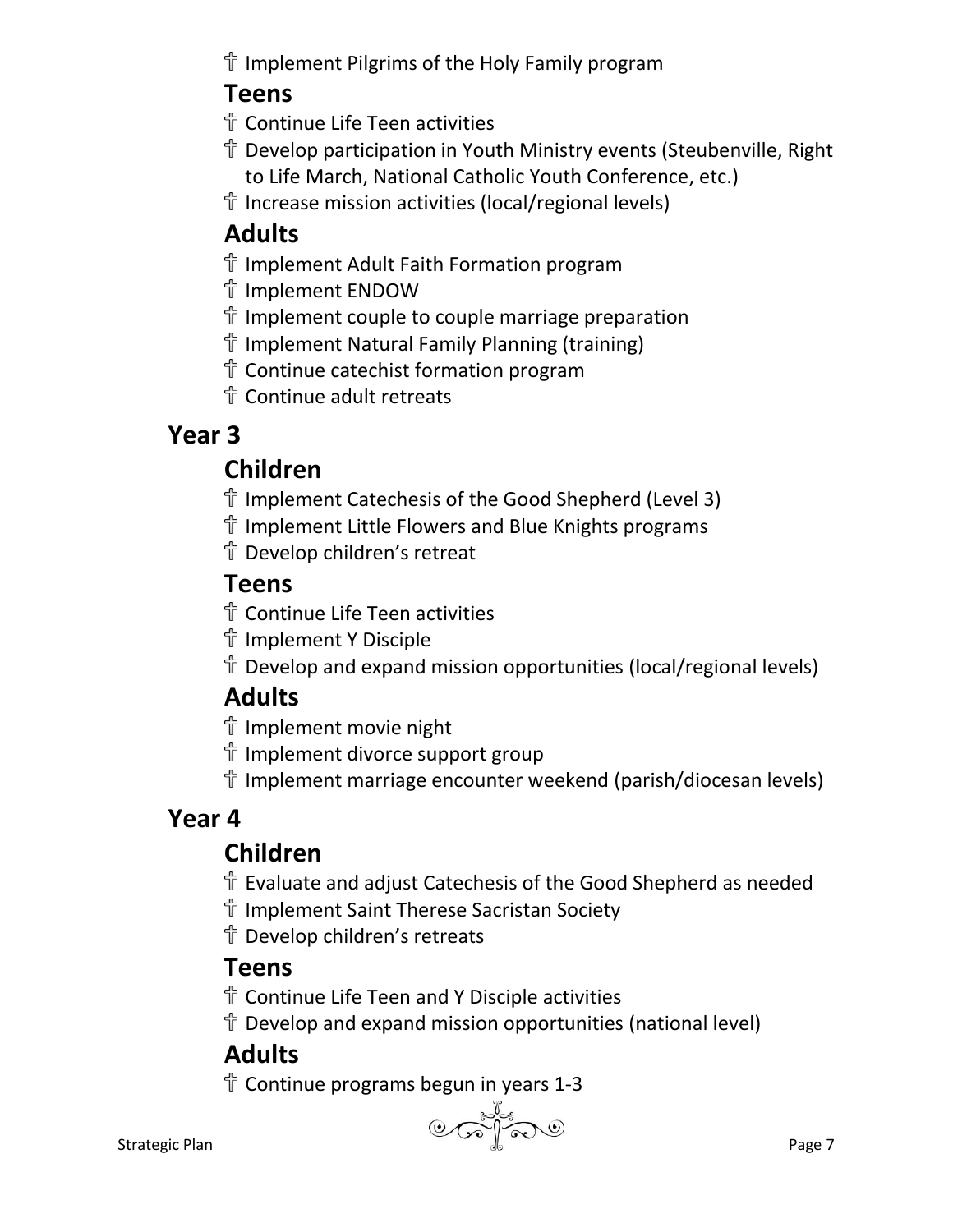- Implement Pilgrims of the Holy Family program

### Teens

- Continue Life Teen activities
- Develop participation in Youth Ministry events (Steubenville, Right to Life March, National Catholic Youth Conference, etc.)
- Increase mission activities (local/regional levels)

### Adults

- Implement Adult Faith Formation program
- Implement ENDOW
- Implement couple to couple marriage preparation
- Implement Natural Family Planning (training)
- Continue catechist formation program
- Continue adult retreats

## Year 3

### Children

- Implement Catechesis of the Good Shepherd (Level 3)
- Implement Little Flowers and Blue Knights programs
- Develop children's retreat

### Teens

- Continue Life Teen activities
- Implement Y Disciple
- Develop and expand mission opportunities (local/regional levels)

### Adults

- Implement movie night
- Implement divorce support group
- Implement marriage encounter weekend (parish/diocesan levels)

## Year 4

### Children

- Evaluate and adjust Catechesis of the Good Shepherd as needed
- Implement Saint Therese Sacristan Society
- Develop children's retreats

### Teens

- Continue Life Teen and Y Disciple activities
- Develop and expand mission opportunities (national level)

### Adults

- Continue programs begun in years 1-3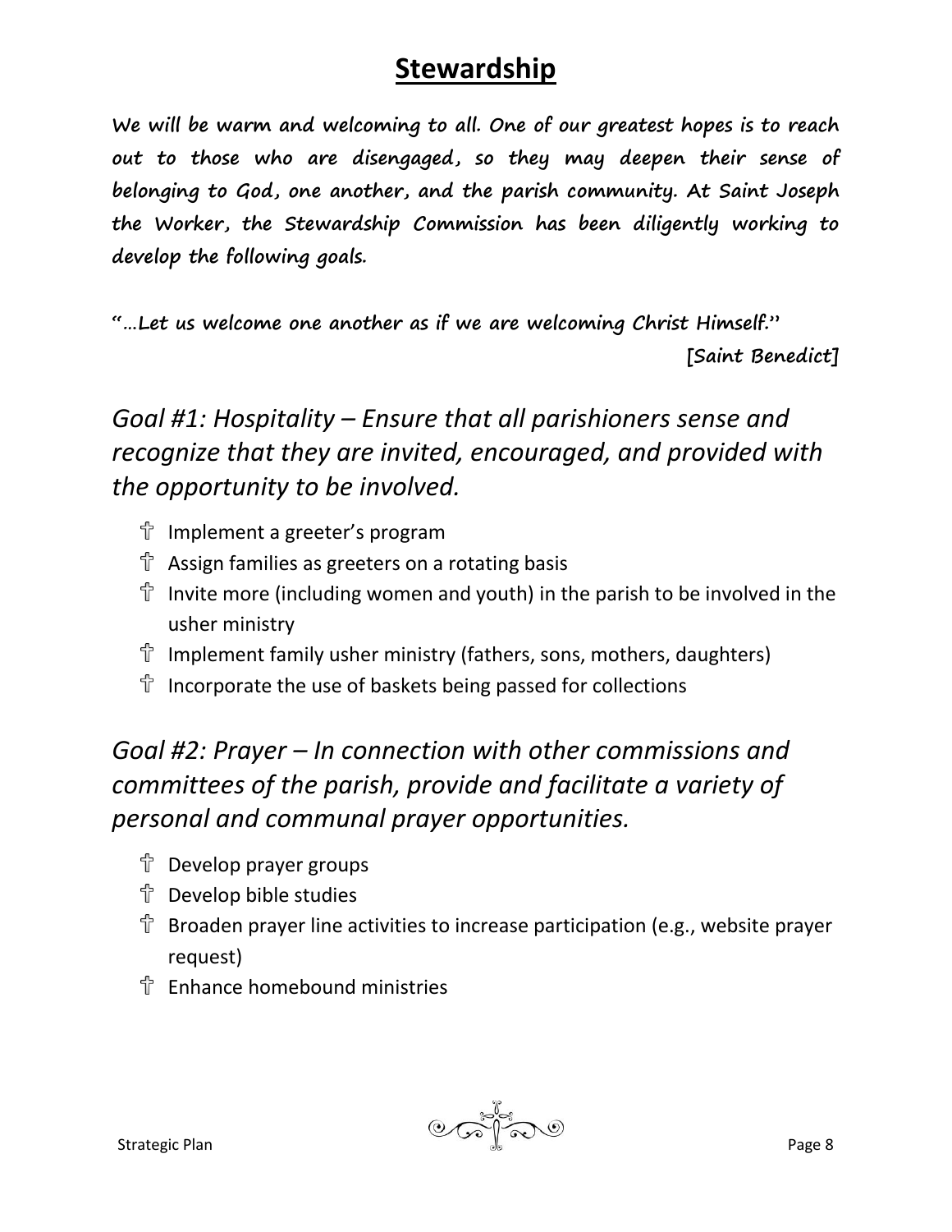# Stewardship

**We will be warm and welcoming to all. One of our greatest hopes is to reach out to those who are disengaged, so they may deepen their sense of belonging to God, one another, and the parish community. At Saint Joseph the Worker, the Stewardship Commission has been diligently working to develop the following goals.**

**"…Let us welcome one another as if we are welcoming Christ Himself."**

**[Saint Benedict]**

## *Goal #1: Hospitality – Ensure that all parishioners sense and recognize that they are invited, encouraged, and provided with the opportunity to be involved.*

- Implement a greeter's program
- Assign families as greeters on a rotating basis
- Invite more (including women and youth) in the parish to be involved in the usher ministry
- Implement family usher ministry (fathers, sons, mothers, daughters)
- Incorporate the use of baskets being passed for collections

## *Goal #2: Prayer – In connection with other commissions and committees of the parish, provide and facilitate a variety of personal and communal prayer opportunities.*

- Develop prayer groups
- Develop bible studies
- Broaden prayer line activities to increase participation (e.g., website prayer request)
- Enhance homebound ministries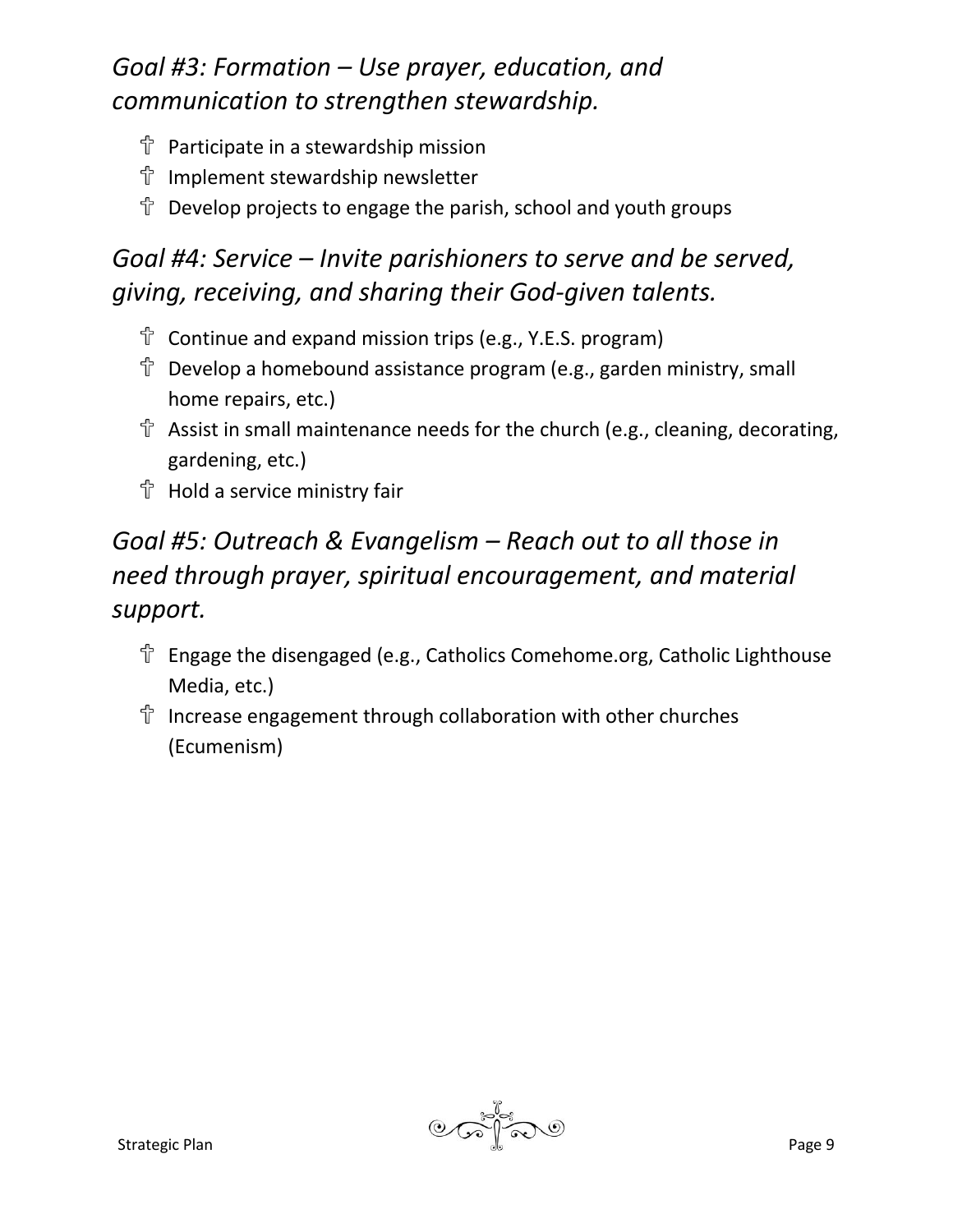## *Goal #3: Formation – Use prayer, education, and communication to strengthen stewardship.*

- Participate in a stewardship mission
- Implement stewardship newsletter
- Develop projects to engage the parish, school and youth groups

## *Goal #4: Service – Invite parishioners to serve and be served, giving, receiving, and sharing their God-given talents.*

- Continue and expand mission trips (e.g., Y.E.S. program)
- Develop a homebound assistance program (e.g., garden ministry, small home repairs, etc.)
- Assist in small maintenance needs for the church (e.g., cleaning, decorating, gardening, etc.)
- Hold a service ministry fair

## *Goal #5: Outreach & Evangelism – Reach out to all those in need through prayer, spiritual encouragement, and material support.*

- Engage the disengaged (e.g., Catholics Comehome.org, Catholic Lighthouse Media, etc.)
- Increase engagement through collaboration with other churches (Ecumenism)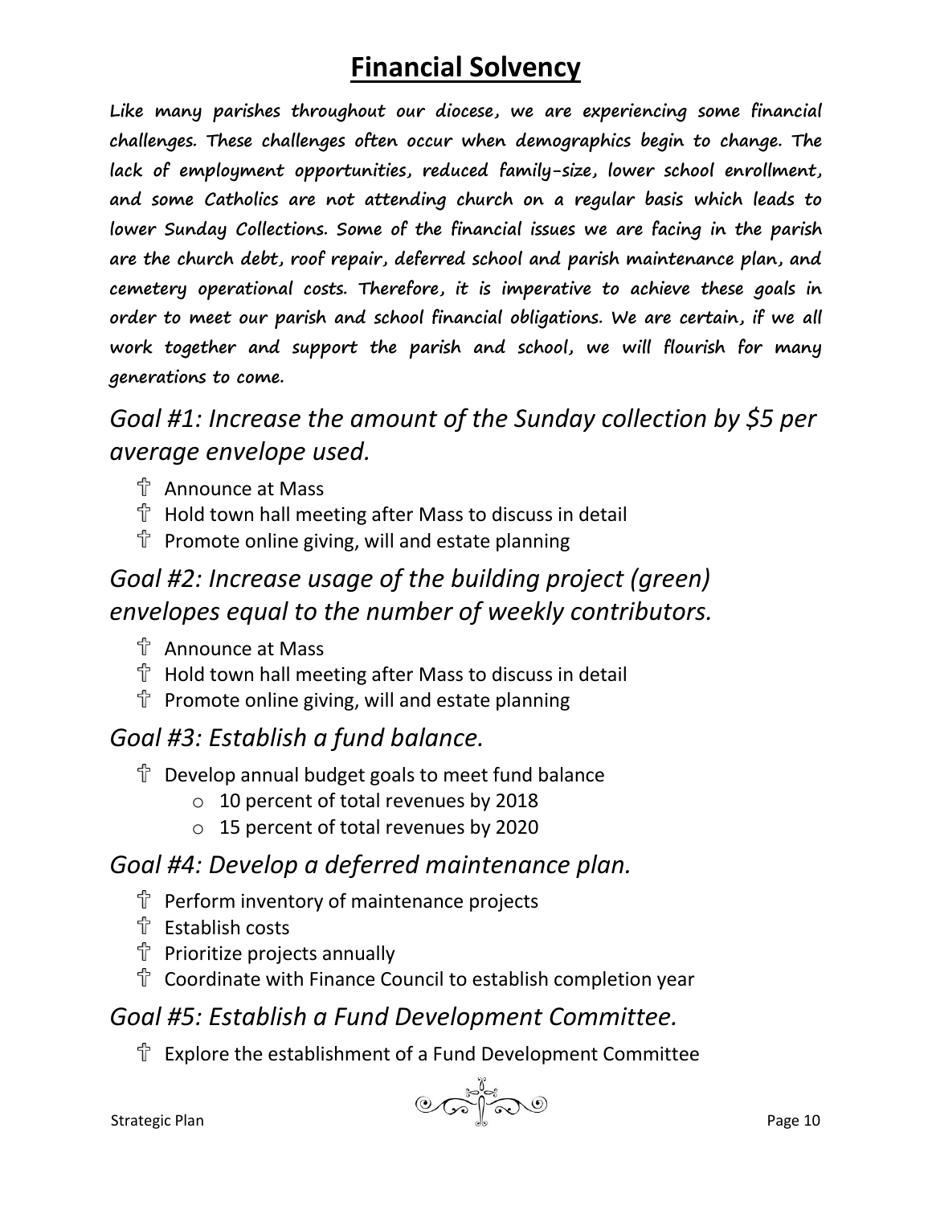# Financial Solvency

**Like many parishes throughout our diocese, we are experiencing some financial challenges. These challenges often occur when demographics begin to change. The lack of employment opportunities, reduced family-size, lower school enrollment, and some Catholics are not attending church on a regular basis which leads to lower Sunday Collections. Some of the financial issues we are facing in the parish are the church debt, roof repair, deferred school and parish maintenance plan, and cemetery operational costs. Therefore, it is imperative to achieve these goals in order to meet our parish and school financial obligations. We are certain, if we all work together and support the parish and school, we will flourish for many generations to come.**

## *Goal #1: Increase the amount of the Sunday collection by $5 per average envelope used.*

- Announce at Mass
- Hold town hall meeting after Mass to discuss in detail
- Promote online giving, will and estate planning

## *Goal #2: Increase usage of the building project (green) envelopes equal to the number of weekly contributors.*

- Announce at Mass
- Hold town hall meeting after Mass to discuss in detail
- Promote online giving, will and estate planning

## *Goal #3: Establish a fund balance.*

- Develop annual budget goals to meet fund balance
  - 10 percent of total revenues by 2018
  - 15 percent of total revenues by 2020

## *Goal #4: Develop a deferred maintenance plan.*

- Perform inventory of maintenance projects
- Establish costs
- Prioritize projects annually
- Coordinate with Finance Council to establish completion year

## *Goal #5: Establish a Fund Development Committee.*

- Explore the establishment of a Fund Development Committee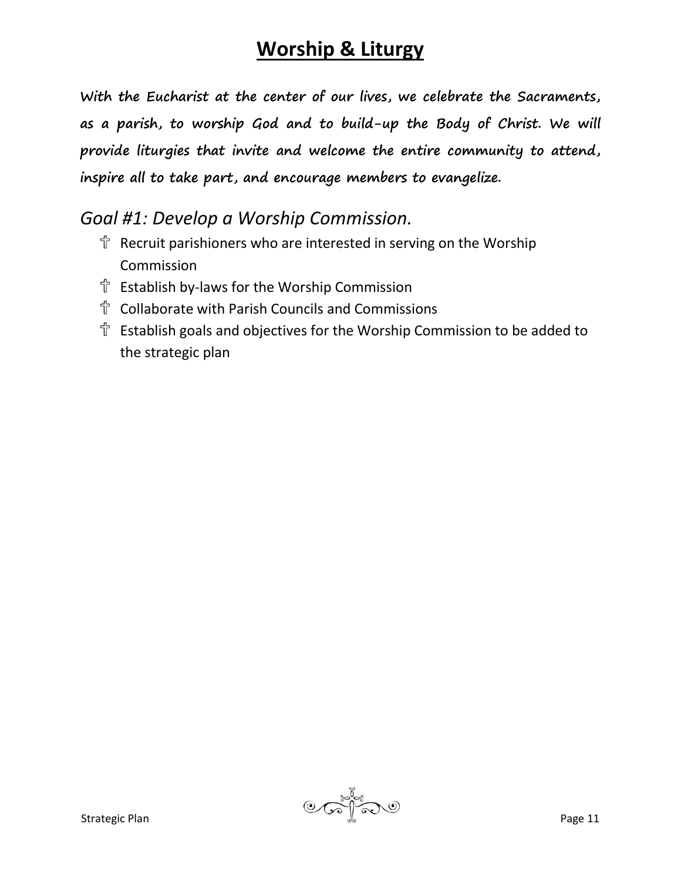# Worship & Liturgy

**With the Eucharist at the center of our lives, we celebrate the Sacraments, as a parish, to worship God and to build-up the Body of Christ. We will provide liturgies that invite and welcome the entire community to attend, inspire all to take part, and encourage members to evangelize.**

## *Goal #1: Develop a Worship Commission.*

- Recruit parishioners who are interested in serving on the Worship Commission
- Establish by-laws for the Worship Commission
- Collaborate with Parish Councils and Commissions
- Establish goals and objectives for the Worship Commission to be added to the strategic plan